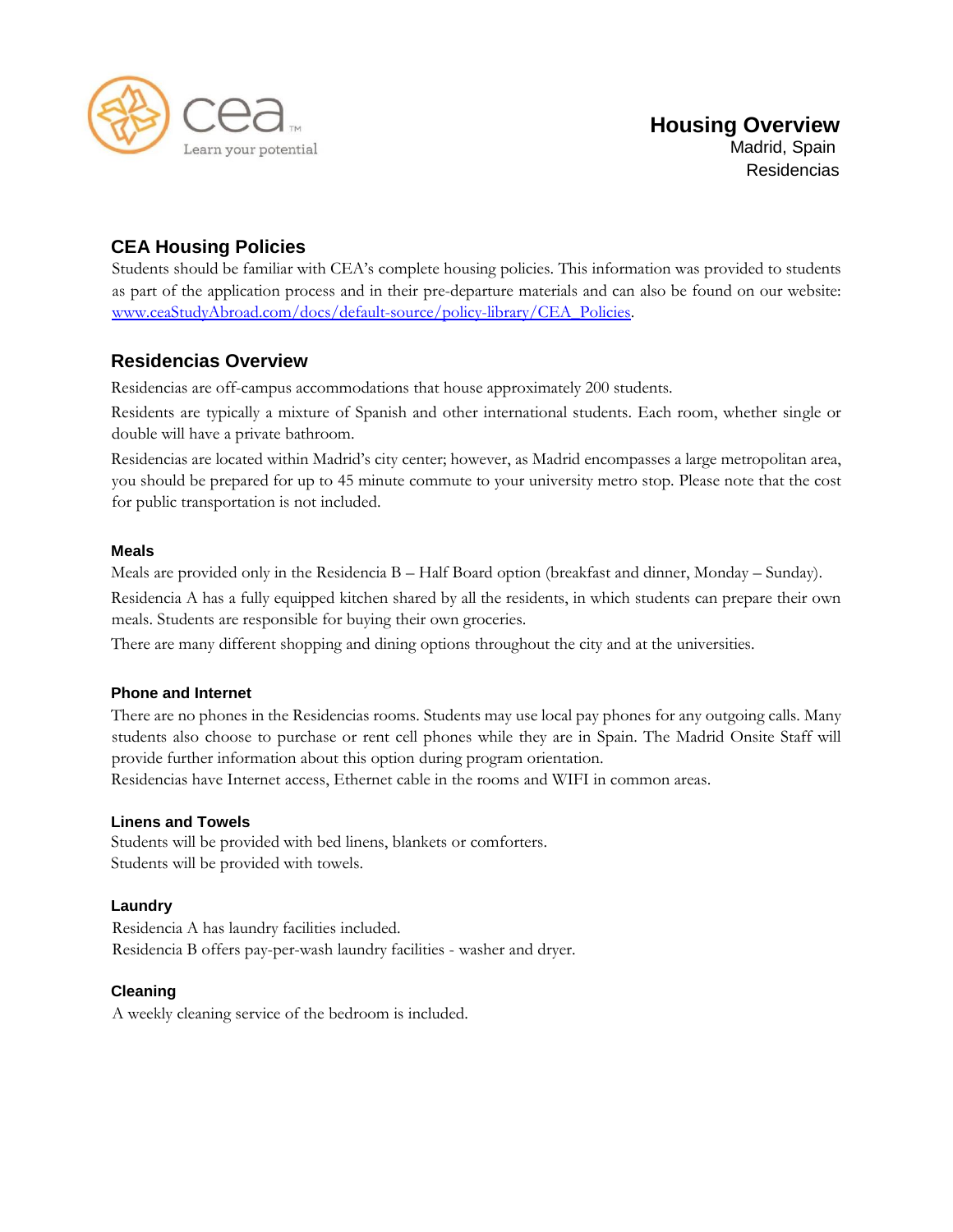cea
Learn your potential

# Housing Overview

Madrid, Spain

Residencias

## CEA Housing Policies

Students should be familiar with CEA's complete housing policies. This information was provided to students as part of the application process and in their pre-departure materials and can also be found on our website: [www.ceaStudyAbroad.com/docs/default-source/policy-library/CEA_Policies](www.ceaStudyAbroad.com/docs/default-source/policy-library/CEA_Policies).

## Residencias Overview

Residencias are off-campus accommodations that house approximately 200 students.

Residents are typically a mixture of Spanish and other international students. Each room, whether single or double will have a private bathroom.

Residencias are located within Madrid's city center; however, as Madrid encompasses a large metropolitan area, you should be prepared for up to 45 minute commute to your university metro stop. Please note that the cost for public transportation is not included.

### Meals

Meals are provided only in the Residencia B – Half Board option (breakfast and dinner, Monday – Sunday).

Residencia A has a fully equipped kitchen shared by all the residents, in which students can prepare their own meals. Students are responsible for buying their own groceries.

There are many different shopping and dining options throughout the city and at the universities.

### Phone and Internet

There are no phones in the Residencias rooms. Students may use local pay phones for any outgoing calls. Many students also choose to purchase or rent cell phones while they are in Spain. The Madrid Onsite Staff will provide further information about this option during program orientation.

Residencias have Internet access, Ethernet cable in the rooms and WIFI in common areas.

### Linens and Towels

Students will be provided with bed linens, blankets or comforters.

Students will be provided with towels.

### Laundry

Residencia A has laundry facilities included.

Residencia B offers pay-per-wash laundry facilities - washer and dryer.

### Cleaning

A weekly cleaning service of the bedroom is included.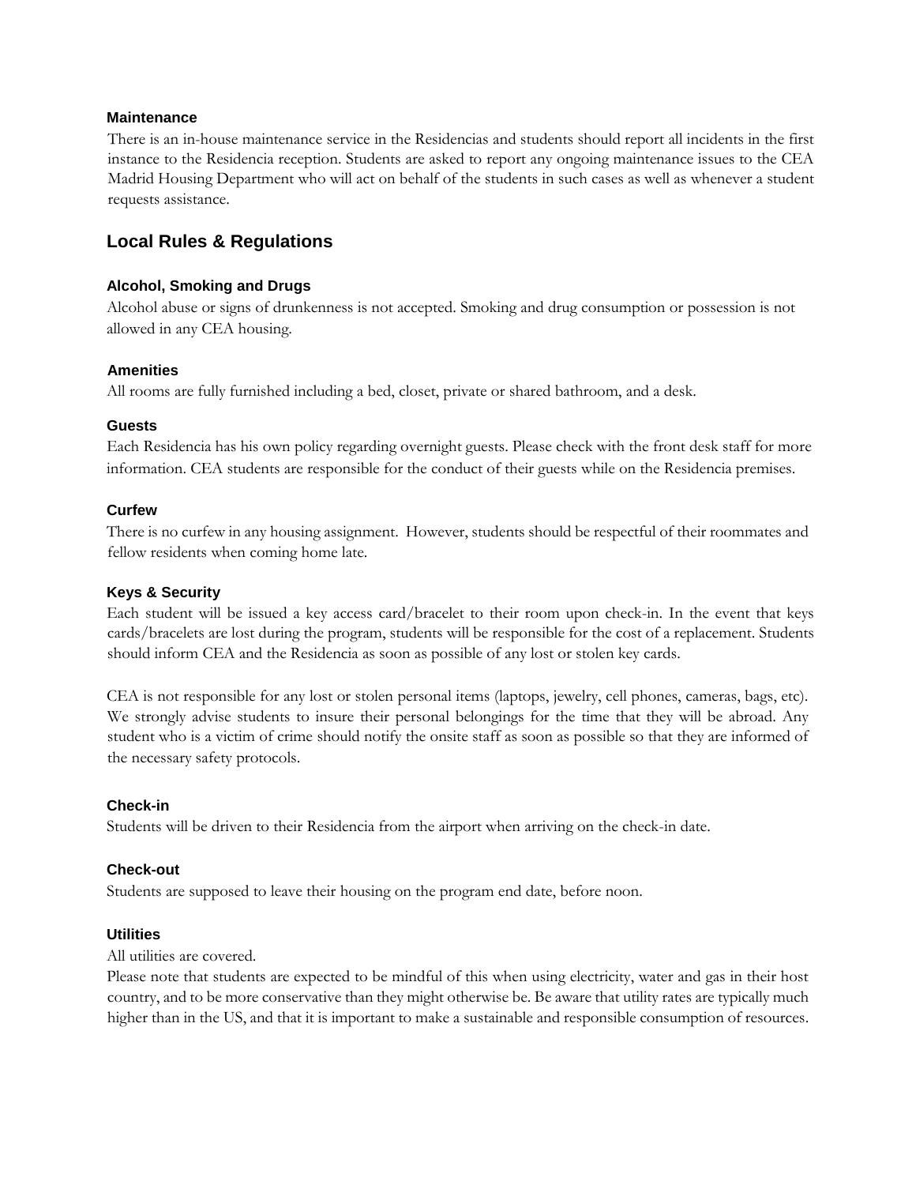### Maintenance

There is an in-house maintenance service in the Residencias and students should report all incidents in the first instance to the Residencia reception. Students are asked to report any ongoing maintenance issues to the CEA Madrid Housing Department who will act on behalf of the students in such cases as well as whenever a student requests assistance.

## Local Rules & Regulations

### Alcohol, Smoking and Drugs

Alcohol abuse or signs of drunkenness is not accepted. Smoking and drug consumption or possession is not allowed in any CEA housing.

### Amenities

All rooms are fully furnished including a bed, closet, private or shared bathroom, and a desk.

### Guests

Each Residencia has his own policy regarding overnight guests. Please check with the front desk staff for more information. CEA students are responsible for the conduct of their guests while on the Residencia premises.

### Curfew

There is no curfew in any housing assignment. However, students should be respectful of their roommates and fellow residents when coming home late.

### Keys & Security

Each student will be issued a key access card/bracelet to their room upon check-in. In the event that keys cards/bracelets are lost during the program, students will be responsible for the cost of a replacement. Students should inform CEA and the Residencia as soon as possible of any lost or stolen key cards.

CEA is not responsible for any lost or stolen personal items (laptops, jewelry, cell phones, cameras, bags, etc). We strongly advise students to insure their personal belongings for the time that they will be abroad. Any student who is a victim of crime should notify the onsite staff as soon as possible so that they are informed of the necessary safety protocols.

### Check-in

Students will be driven to their Residencia from the airport when arriving on the check-in date.

### Check-out

Students are supposed to leave their housing on the program end date, before noon.

### Utilities

All utilities are covered.

Please note that students are expected to be mindful of this when using electricity, water and gas in their host country, and to be more conservative than they might otherwise be. Be aware that utility rates are typically much higher than in the US, and that it is important to make a sustainable and responsible consumption of resources.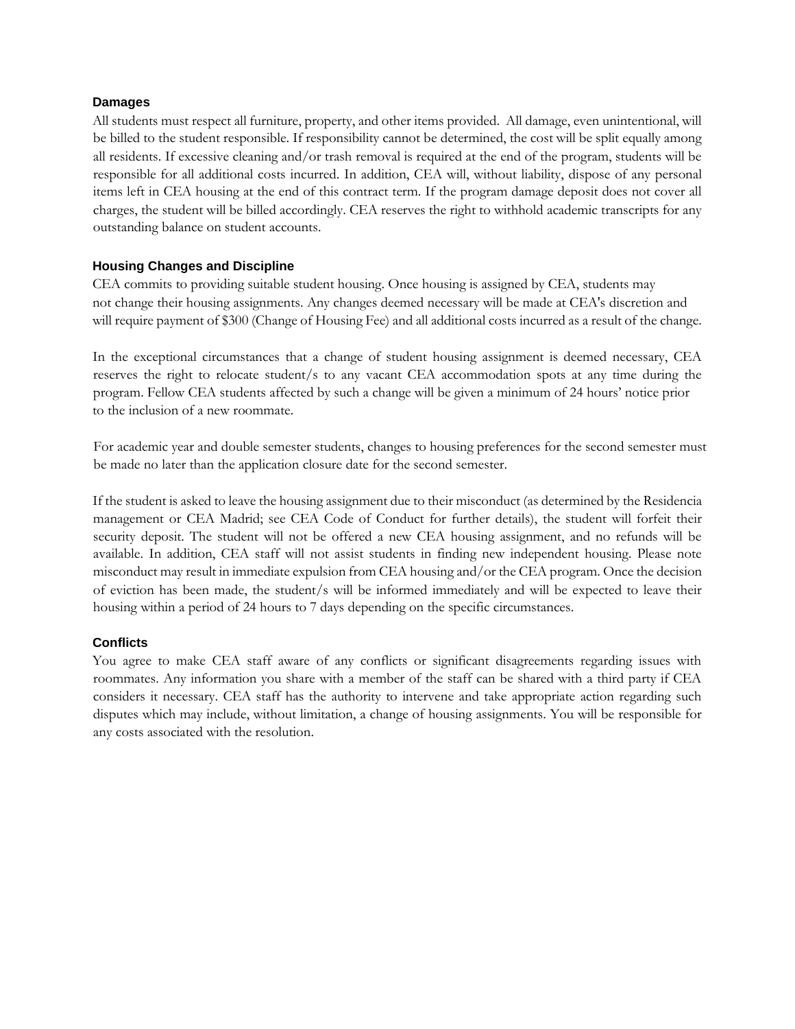### Damages

All students must respect all furniture, property, and other items provided. All damage, even unintentional, will be billed to the student responsible. If responsibility cannot be determined, the cost will be split equally among all residents. If excessive cleaning and/or trash removal is required at the end of the program, students will be responsible for all additional costs incurred. In addition, CEA will, without liability, dispose of any personal items left in CEA housing at the end of this contract term. If the program damage deposit does not cover all charges, the student will be billed accordingly. CEA reserves the right to withhold academic transcripts for any outstanding balance on student accounts.

### Housing Changes and Discipline

CEA commits to providing suitable student housing. Once housing is assigned by CEA, students may not change their housing assignments. Any changes deemed necessary will be made at CEA's discretion and will require payment of $300 (Change of Housing Fee) and all additional costs incurred as a result of the change.

In the exceptional circumstances that a change of student housing assignment is deemed necessary, CEA reserves the right to relocate student/s to any vacant CEA accommodation spots at any time during the program. Fellow CEA students affected by such a change will be given a minimum of 24 hours' notice prior to the inclusion of a new roommate.

For academic year and double semester students, changes to housing preferences for the second semester must be made no later than the application closure date for the second semester.

If the student is asked to leave the housing assignment due to their misconduct (as determined by the Residencia management or CEA Madrid; see CEA Code of Conduct for further details), the student will forfeit their security deposit. The student will not be offered a new CEA housing assignment, and no refunds will be available. In addition, CEA staff will not assist students in finding new independent housing. Please note misconduct may result in immediate expulsion from CEA housing and/or the CEA program. Once the decision of eviction has been made, the student/s will be informed immediately and will be expected to leave their housing within a period of 24 hours to 7 days depending on the specific circumstances.

### Conflicts

You agree to make CEA staff aware of any conflicts or significant disagreements regarding issues with roommates. Any information you share with a member of the staff can be shared with a third party if CEA considers it necessary. CEA staff has the authority to intervene and take appropriate action regarding such disputes which may include, without limitation, a change of housing assignments. You will be responsible for any costs associated with the resolution.